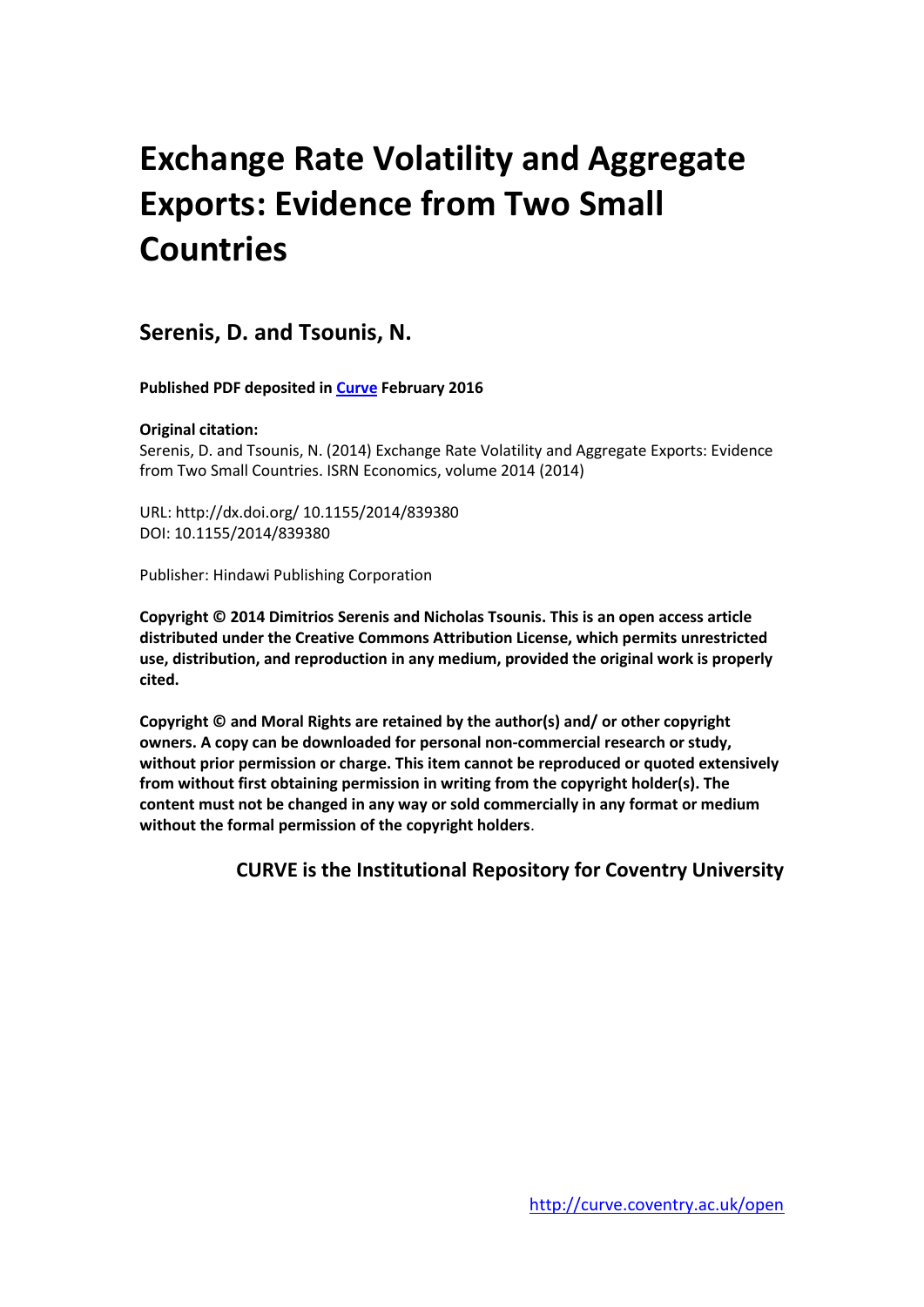# Exchange Rate Volatility and Aggregate Exports: Evidence from Two Small Countries

## Serenis, D. and Tsounis, N.

**Published PDF deposited in [Curve](http://curve.coventry.ac.uk/open) February 2016**

**Original citation:**
Serenis, D. and Tsounis, N. (2014) Exchange Rate Volatility and Aggregate Exports: Evidence from Two Small Countries. ISRN Economics, volume 2014 (2014)

URL: http://dx.doi.org/ 10.1155/2014/839380
DOI: 10.1155/2014/839380

Publisher: Hindawi Publishing Corporation

**Copyright © 2014 Dimitrios Serenis and Nicholas Tsounis. This is an open access article distributed under the Creative Commons Attribution License, which permits unrestricted use, distribution, and reproduction in any medium, provided the original work is properly cited.**

**Copyright © and Moral Rights are retained by the author(s) and/ or other copyright owners. A copy can be downloaded for personal non-commercial research or study, without prior permission or charge. This item cannot be reproduced or quoted extensively from without first obtaining permission in writing from the copyright holder(s). The content must not be changed in any way or sold commercially in any format or medium without the formal permission of the copyright holders.**

**CURVE is the Institutional Repository for Coventry University**

http://curve.coventry.ac.uk/open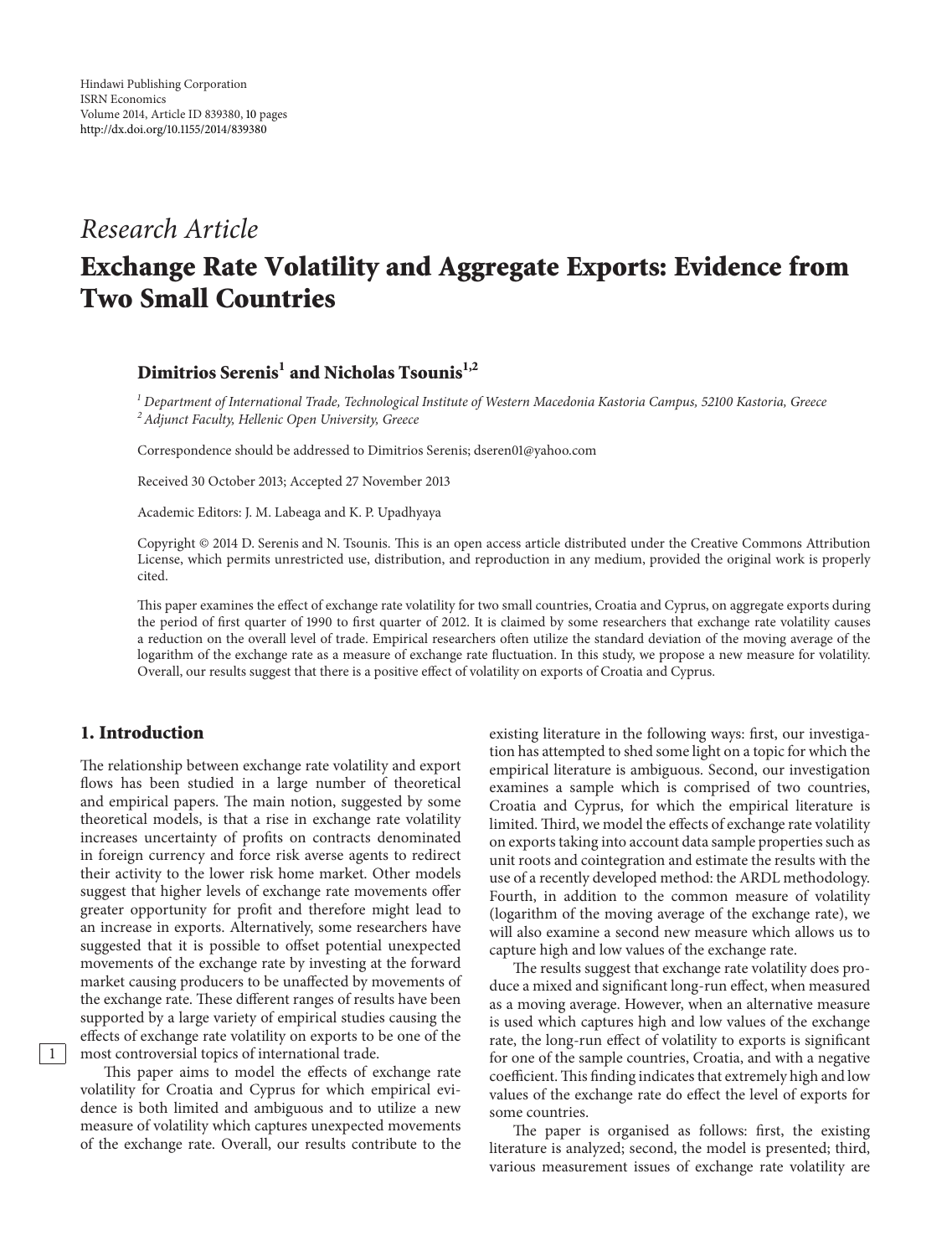Research Article

# Exchange Rate Volatility and Aggregate Exports: Evidence from Two Small Countries

**Dimitrios Serenis[1] and Nicholas Tsounis[1,2]**

[1] *Department of International Trade, Technological Institute of Western Macedonia Kastoria Campus, 52100 Kastoria, Greece*
[2] *Adjunct Faculty, Hellenic Open University, Greece*

Correspondence should be addressed to Dimitrios Serenis; dseren01@yahoo.com

Received 30 October 2013; Accepted 27 November 2013

Academic Editors: J. M. Labeaga and K. P. Upadhyaya

Copyright © 2014 D. Serenis and N. Tsounis. This is an open access article distributed under the Creative Commons Attribution License, which permits unrestricted use, distribution, and reproduction in any medium, provided the original work is properly cited.

This paper examines the effect of exchange rate volatility for two small countries, Croatia and Cyprus, on aggregate exports during the period of first quarter of 1990 to first quarter of 2012. It is claimed by some researchers that exchange rate volatility causes a reduction on the overall level of trade. Empirical researchers often utilize the standard deviation of the moving average of the logarithm of the exchange rate as a measure of exchange rate fluctuation. In this study, we propose a new measure for volatility. Overall, our results suggest that there is a positive effect of volatility on exports of Croatia and Cyprus.

## 1. Introduction

The relationship between exchange rate volatility and export flows has been studied in a large number of theoretical and empirical papers. The main notion, suggested by some theoretical models, is that a rise in exchange rate volatility increases uncertainty of profits on contracts denominated in foreign currency and force risk averse agents to redirect their activity to the lower risk home market. Other models suggest that higher levels of exchange rate movements offer greater opportunity for profit and therefore might lead to an increase in exports. Alternatively, some researchers have suggested that it is possible to offset potential unexpected movements of the exchange rate by investing at the forward market causing producers to be unaffected by movements of the exchange rate. These different ranges of results have been supported by a large variety of empirical studies causing the effects of exchange rate volatility on exports to be one of the most controversial topics of international trade.

This paper aims to model the effects of exchange rate volatility for Croatia and Cyprus for which empirical evidence is both limited and ambiguous and to utilize a new measure of volatility which captures unexpected movements of the exchange rate. Overall, our results contribute to the existing literature in the following ways: first, our investigation has attempted to shed some light on a topic for which the empirical literature is ambiguous. Second, our investigation examines a sample which is comprised of two countries, Croatia and Cyprus, for which the empirical literature is limited. Third, we model the effects of exchange rate volatility on exports taking into account data sample properties such as unit roots and cointegration and estimate the results with the use of a recently developed method: the ARDL methodology. Fourth, in addition to the common measure of volatility (logarithm of the moving average of the exchange rate), we will also examine a second new measure which allows us to capture high and low values of the exchange rate.

The results suggest that exchange rate volatility does produce a mixed and significant long-run effect, when measured as a moving average. However, when an alternative measure is used which captures high and low values of the exchange rate, the long-run effect of volatility to exports is significant for one of the sample countries, Croatia, and with a negative coefficient. This finding indicates that extremely high and low values of the exchange rate do effect the level of exports for some countries.

The paper is organised as follows: first, the existing literature is analyzed; second, the model is presented; third, various measurement issues of exchange rate volatility are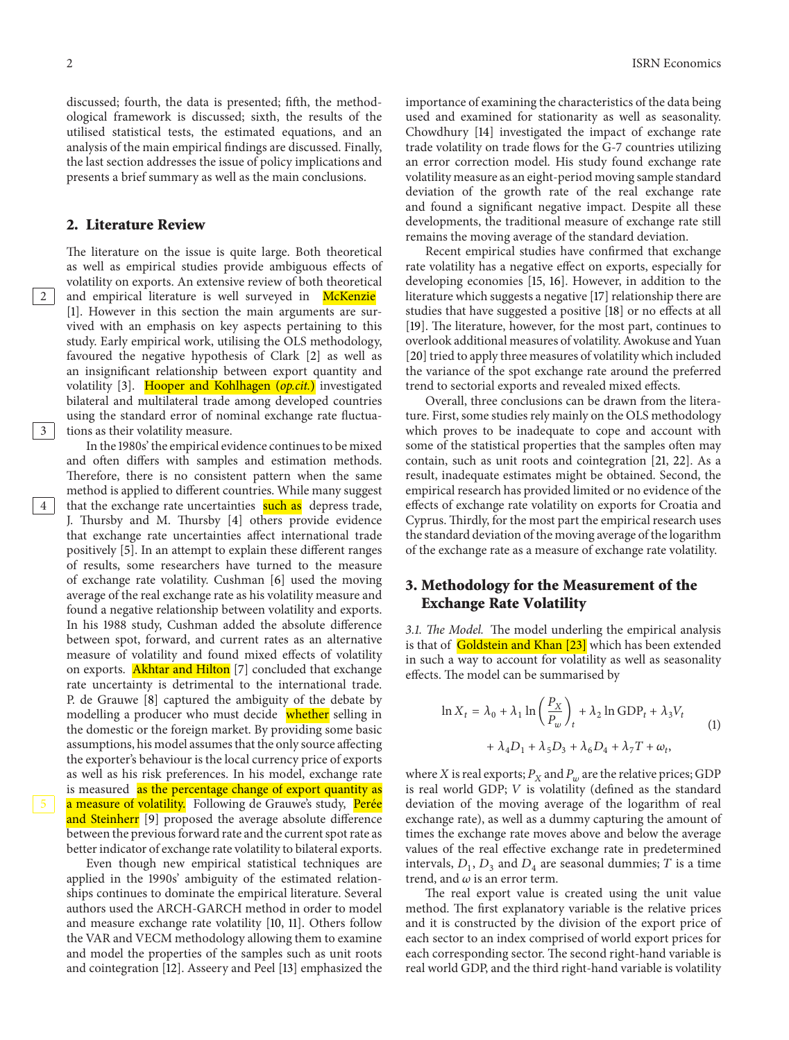discussed; fourth, the data is presented; fifth, the methodological framework is discussed; sixth, the results of the utilised statistical tests, the estimated equations, and an analysis of the main empirical findings are discussed. Finally, the last section addresses the issue of policy implications and presents a brief summary as well as the main conclusions.

## 2. Literature Review

The literature on the issue is quite large. Both theoretical as well as empirical studies provide ambiguous effects of volatility on exports. An extensive review of both theoretical and empirical literature is well surveyed in McKenzie [1]. However in this section the main arguments are survived with an emphasis on key aspects pertaining to this study. Early empirical work, utilising the OLS methodology, favoured the negative hypothesis of Clark [2] as well as an insignificant relationship between export quantity and volatility [3]. Hooper and Kohlhagen (*op.cit.*) investigated bilateral and multilateral trade among developed countries using the standard error of nominal exchange rate fluctuations as their volatility measure.

In the 1980s' the empirical evidence continues to be mixed and often differs with samples and estimation methods. Therefore, there is no consistent pattern when the same method is applied to different countries. While many suggest that the exchange rate uncertainties such as depress trade, J. Thursby and M. Thursby [4] others provide evidence that exchange rate uncertainties affect international trade positively [5]. In an attempt to explain these different ranges of results, some researchers have turned to the measure of exchange rate volatility. Cushman [6] used the moving average of the real exchange rate as his volatility measure and found a negative relationship between volatility and exports. In his 1988 study, Cushman added the absolute difference between spot, forward, and current rates as an alternative measure of volatility and found mixed effects of volatility on exports. Akhtar and Hilton [7] concluded that exchange rate uncertainty is detrimental to the international trade. P. de Grauwe [8] captured the ambiguity of the debate by modelling a producer who must decide whether selling in the domestic or the foreign market. By providing some basic assumptions, his model assumes that the only source affecting the exporter's behaviour is the local currency price of exports as well as his risk preferences. In his model, exchange rate is measured as the percentage change of export quantity as a measure of volatility. Following de Grauwe's study, Perée and Steinherr [9] proposed the average absolute difference between the previous forward rate and the current spot rate as better indicator of exchange rate volatility to bilateral exports.

Even though new empirical statistical techniques are applied in the 1990s' ambiguity of the estimated relationships continues to dominate the empirical literature. Several authors used the ARCH-GARCH method in order to model and measure exchange rate volatility [10, 11]. Others follow the VAR and VECM methodology allowing them to examine and model the properties of the samples such as unit roots and cointegration [12]. Asseery and Peel [13] emphasized the importance of examining the characteristics of the data being used and examined for stationarity as well as seasonality. Chowdhury [14] investigated the impact of exchange rate trade volatility on trade flows for the G-7 countries utilizing an error correction model. His study found exchange rate volatility measure as an eight-period moving sample standard deviation of the growth rate of the real exchange rate and found a significant negative impact. Despite all these developments, the traditional measure of exchange rate still remains the moving average of the standard deviation.

Recent empirical studies have confirmed that exchange rate volatility has a negative effect on exports, especially for developing economies [15, 16]. However, in addition to the literature which suggests a negative [17] relationship there are studies that have suggested a positive [18] or no effects at all [19]. The literature, however, for the most part, continues to overlook additional measures of volatility. Awokuse and Yuan [20] tried to apply three measures of volatility which included the variance of the spot exchange rate around the preferred trend to sectorial exports and revealed mixed effects.

Overall, three conclusions can be drawn from the literature. First, some studies rely mainly on the OLS methodology which proves to be inadequate to cope and account with some of the statistical properties that the samples often may contain, such as unit roots and cointegration [21, 22]. As a result, inadequate estimates might be obtained. Second, the empirical research has provided limited or no evidence of the effects of exchange rate volatility on exports for Croatia and Cyprus. Thirdly, for the most part the empirical research uses the standard deviation of the moving average of the logarithm of the exchange rate as a measure of exchange rate volatility.

## 3. Methodology for the Measurement of the Exchange Rate Volatility

*3.1. The Model.* The model underling the empirical analysis is that of Goldstein and Khan [23] which has been extended in such a way to account for volatility as well as seasonality effects. The model can be summarised by

$$\ln X_t = \lambda_0 + \lambda_1 \ln\left(\frac{P_X}{P_w}\right)_t + \lambda_2 \ln \text{GDP}_t + \lambda_3 V_t + \lambda_4 D_1 + \lambda_5 D_3 + \lambda_6 D_4 + \lambda_7 T + \omega_t, \tag{1}$$

where $X$ is real exports; $P_X$ and $P_w$ are the relative prices; GDP is real world GDP; $V$ is volatility (defined as the standard deviation of the moving average of the logarithm of real exchange rate), as well as a dummy capturing the amount of times the exchange rate moves above and below the average values of the real effective exchange rate in predetermined intervals, $D_1$, $D_3$ and $D_4$ are seasonal dummies; $T$ is a time trend, and $\omega$ is an error term.

The real export value is created using the unit value method. The first explanatory variable is the relative prices and it is constructed by the division of the export price of each sector to an index comprised of world export prices for each corresponding sector. The second right-hand variable is real world GDP, and the third right-hand variable is volatility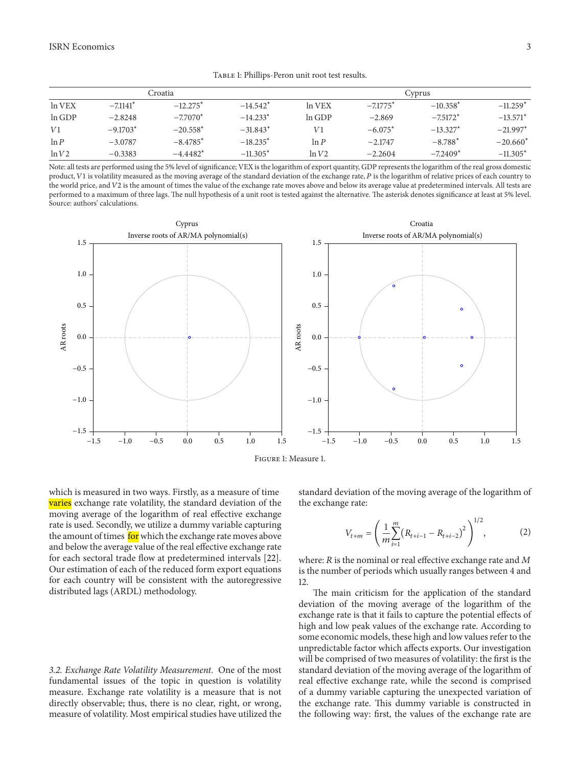Table 1: Phillips-Peron unit root test results.

| Croatia | | | | Cyprus | | | |
|---|---|---|---|---|---|---|---|
| ln VEX | −7.1141* | −12.275* | −14.542* | ln VEX | −7.1775* | −10.358* | −11.259* |
| ln GDP | −2.8248 | −7.7070* | −14.233* | ln GDP | −2.869 | −7.5172* | −13.571* |
| $V1$ | −9.1703* | −20.558* | −31.843* | $V1$ | −6.075* | −13.327* | −21.997* |
| ln $P$ | −3.0787 | −8.4785* | −18.235* | ln $P$ | −2.1747 | −8.788* | −20.660* |
| ln $V2$ | −0.3383 | −4.4482* | −11.305* | ln $V2$ | −2.2604 | −7.2409* | −11.305* |

Note: all tests are performed using the 5% level of significance; VEX is the logarithm of export quantity, GDP represents the logarithm of the real gross domestic product, $V1$ is volatility measured as the moving average of the standard deviation of the exchange rate, $P$ is the logarithm of relative prices of each country to the world price, and $V2$ is the amount of times the value of the exchange rate moves above and below its average value at predetermined intervals. All tests are performed to a maximum of three lags. The null hypothesis of a unit root is tested against the alternative. The asterisk denotes significance at least at 5% level. Source: authors' calculations.

Figure 1: Measure 1.

which is measured in two ways. Firstly, as a measure of time varies exchange rate volatility, the standard deviation of the moving average of the logarithm of real effective exchange rate is used. Secondly, we utilize a dummy variable capturing the amount of times for which the exchange rate moves above and below the average value of the real effective exchange rate for each sectoral trade flow at predetermined intervals [22]. Our estimation of each of the reduced form export equations for each country will be consistent with the autoregressive distributed lags (ARDL) methodology.

*3.2. Exchange Rate Volatility Measurement.* One of the most fundamental issues of the topic in question is volatility measure. Exchange rate volatility is a measure that is not directly observable; thus, there is no clear, right, or wrong, measure of volatility. Most empirical studies have utilized the standard deviation of the moving average of the logarithm of the exchange rate:

$$V_{t+m} = \left( \frac{1}{m} \sum_{i=1}^{m} \left( R_{t+i-1} - R_{t+i-2} \right)^2 \right)^{1/2}, \tag{2}$$

where: $R$ is the nominal or real effective exchange rate and $M$ is the number of periods which usually ranges between 4 and 12.

The main criticism for the application of the standard deviation of the moving average of the logarithm of the exchange rate is that it fails to capture the potential effects of high and low peak values of the exchange rate. According to some economic models, these high and low values refer to the unpredictable factor which affects exports. Our investigation will be comprised of two measures of volatility: the first is the standard deviation of the moving average of the logarithm of real effective exchange rate, while the second is comprised of a dummy variable capturing the unexpected variation of the exchange rate. This dummy variable is constructed in the following way: first, the values of the exchange rate are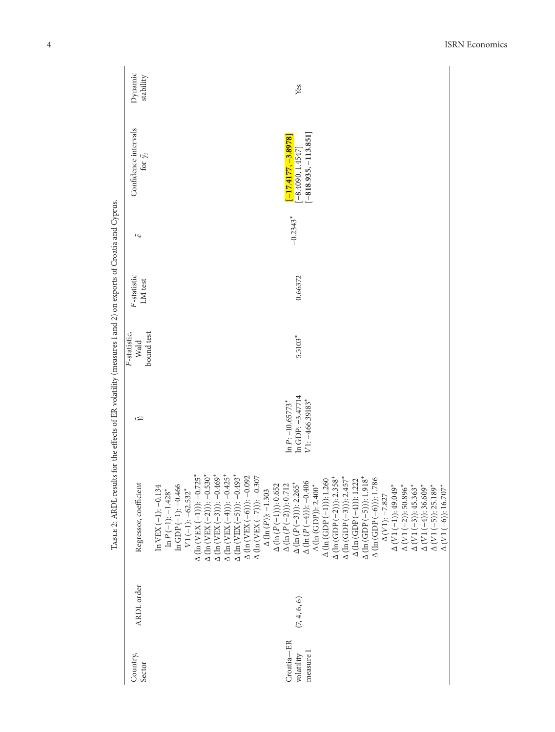Table 2: ARDL results for the effects of ER volatility (measures 1 and 2) on exports of Croatia and Cyprus.

| Country, Sector | ARDL order | Regressor, coefficient | $\hat{\gamma}_i$ | $F$-statistic, Wald bound test | $F$-statistic LM test | $\hat{e}$ | Confidence intervals for $\hat{\gamma}_i$ | Dynamic stability |
|---|---|---|---|---|---|---|---|---|
| Croatia—ER volatility measure 1 | (7, 4, 6, 6) | ln VEX (−1): −0.134<br>ln $P$ (−1): −1.428*<br>ln GDP (−1): −0.466<br>$V1$ (−1): −62.532*<br>Δ (ln (VEX (−1))): −0.725*<br>Δ (ln (VEX (−2))): −0.530*<br>Δ (ln (VEX (−3))): −0.469+<br>Δ (ln (VEX (−4))): −0.425+<br>Δ (ln (VEX (−5))): −0.493*<br>Δ (ln (VEX (−6))): −0.092<br>Δ (ln (VEX (−7))): −0.307<br>Δ (ln ($P$)): −1.303<br>Δ (ln ($P$ (−1))): 0.652<br>Δ (ln ($P$ (−2))): 0.712<br>Δ (ln ($P$ (−3))): 2.265*<br>Δ (ln ($P$ (−4))): −0.406<br>Δ (ln (GDP)): 2.400*<br>Δ (ln (GDP (−1))): 1.260<br>Δ (ln (GDP (−2))): 2.358+<br>Δ (ln (GDP (−3))): 2.457*<br>Δ (ln (GDP (−4))): 1.222<br>Δ (ln (GDP (−5))): 1.918+<br>Δ (ln (GDP (−6))): 1.786<br>Δ ($V1$): −7.827<br>Δ ($V1$ (−1)): 49.049*<br>Δ ($V1$ (−2)): 50.896*<br>Δ ($V1$ (−3)): 45.363*<br>Δ ($V1$ (−4)): 36.609*<br>Δ ($V1$ (−5)): 25.189*<br>Δ ($V1$ (−6)): 16.707* | ln $P$: −10.65773*<br>ln GDP: −3.47714<br>$V1$: −466.39183* | 5.5103* | 0.66372 | −0.2343* | **[−17.4177, −3.8978]**<br>[−8.4090, 1.4547]<br>**[−818.935, −113.851]** | Yes |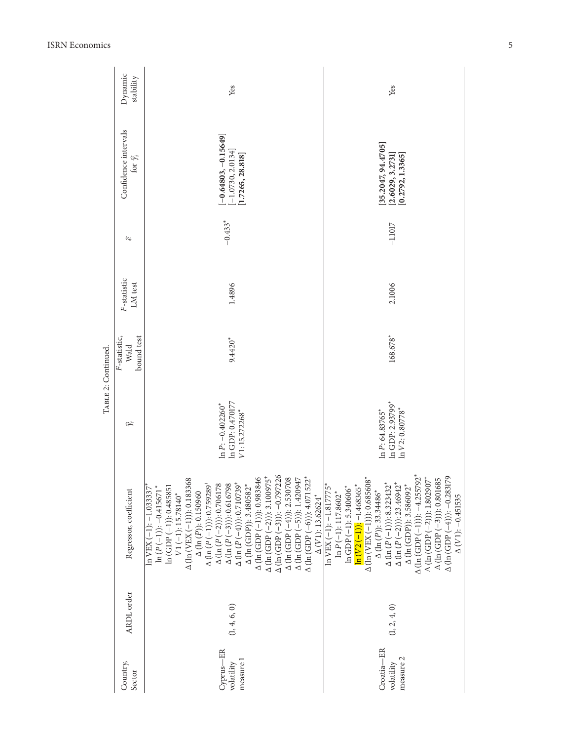Table 2: Continued.

| Country, Sector | ARDL order | Regressor, coefficient | $\hat{\gamma}_i$ | $F$-statistic, Wald bound test | $F$-statistic LM test | $\hat{e}$ | Confidence intervals for $\hat{\gamma}_i$ | Dynamic stability |
|---|---|---|---|---|---|---|---|---|
| Cyprus—ER volatility measure 1 | (1, 4, 6, 0) | ln VEX (−1): −1.033337* <br> ln ($P$ (−1)): −0.415671* <br> ln (GDP (−1)): 0.485851 <br> $V1$ (−1): 15.78140* <br> Δ (ln (VEX (−1))): 0.183368 <br> Δ (ln ($P$)): 0.150960 <br> Δ (ln ($P$ (−1))): 0.759289+ <br> Δ (ln ($P$ (−2))): 0.706178 <br> Δ (ln ($P$ (−3))): 0.616798 <br> Δ (ln ($P$ (−4))): 0.710739+ <br> Δ (ln (GDP)): 3.480582* <br> Δ (ln (GDP (−1))): 0.983846 <br> Δ (ln (GDP (−2))): 3.100975+ <br> Δ (ln (GDP (−3))): −0.797226 <br> Δ (ln (GDP (−4))): 2.530708 <br> Δ (ln (GDP (−5))): 1.420947 <br> Δ (ln (GDP (−6))): 4.071522* <br> Δ ($V1$): 13.62624* | ln $P$: −0.402260* <br> ln GDP: 0.470177 <br> $V1$: 15.272268* | 9.4420* | 1.4896 | −0.433* | **[−0.64803, −0.15649]** <br> [−1.0730, 2.0134] <br> **[1.7265, 28.818]** | Yes |
| Croatia—ER volatility measure 2 | (1, 2, 4, 0) | ln VEX (−1): −1.817775* <br> ln $P$ (−1): 117.8602* <br> ln GDP (−1): 5.340606* <br> ln ($V2$ (−1)): −1.468365* <br> Δ (ln (VEX (−1))): 0.685608* <br> Δ (ln ($P$)): 33.34486* <br> Δ (ln ($P$ (−1))): 8.323432* <br> Δ (ln ($P$ (−2))): 23.46942+ <br> Δ (ln (GDP)): 3.586092* <br> Δ (ln (GDP (−1))): −4.255792* <br> Δ (ln (GDP (−2))): 1.802907+ <br> Δ (ln (GDP (−3))): 0.801685 <br> Δ (ln (GDP (−4))): −0.283179 <br> Δ ($V1$): −0.451535 | ln $P$: 64.83765* <br> ln GDP: 2.93799* <br> ln $V2$: 0.80778* | 168.678* | 2.1006 | −1.1017 | **[35.2047, 94.4705]** <br> **[2.6029, 3.2731]** <br> **[0.2792, 1.3365]** | Yes |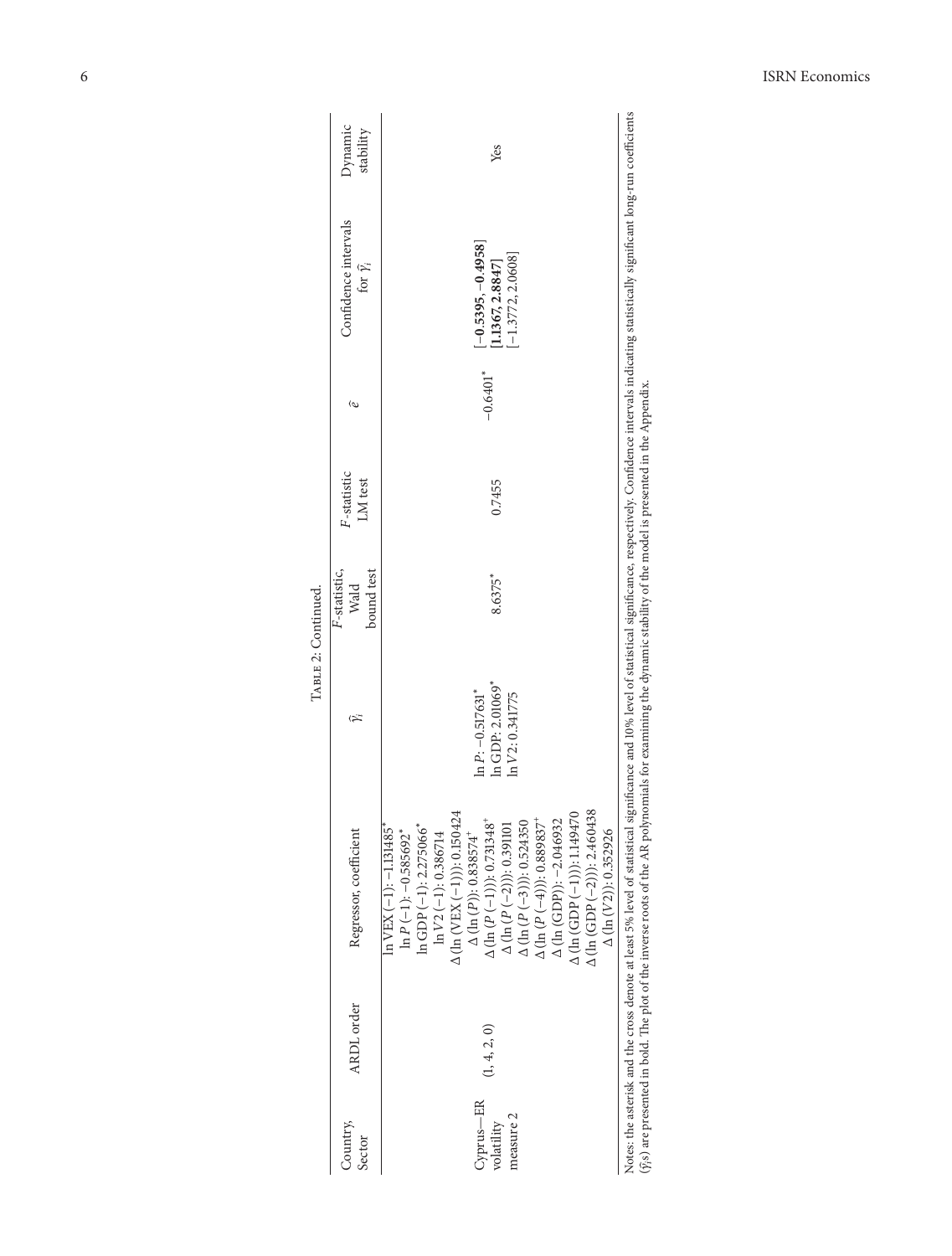Table 2: Continued.

| Country, Sector | ARDL order | Regressor, coefficient | $\hat{\gamma}_i$ | $F$-statistic, Wald bound test | $F$-statistic LM test | $\hat{\varrho}$ | Confidence intervals for $\hat{\gamma}_i$ | Dynamic stability |
|---|---|---|---|---|---|---|---|---|
| Cyprus—ER volatility measure 2 | (1, 4, 2, 0) | ln VEX (−1): −1.131485*<br>ln $P$ (−1): −0.585692*<br>ln GDP (−1): 2.275066*<br>ln $V2$ (−1): 0.386714<br>Δ (ln (VEX (−1))): 0.150424<br>Δ (ln ($P$)): 0.838574⁺<br>Δ (ln ($P$ (−1))): 0.731348⁺<br>Δ (ln ($P$ (−2))): 0.391101<br>Δ (ln ($P$ (−3))): 0.524350<br>Δ (ln ($P$ (−4))): 0.889837⁺<br>Δ (ln (GDP)): −2.046932<br>Δ (ln (GDP (−1))): 1.149470<br>Δ (ln (GDP (−2))): 2.460438<br>Δ (ln ($V2$)): 0.352926 | ln $P$: −0.517631*<br>ln GDP: 2.01069*<br>ln $V2$: 0.341775 | 8.6375* | 0.7455 | −0.6401* | **[−0.5395, −0.4958]**<br>**[1.1367, 2.8847]**<br>[−1.3772, 2.0608] | Yes |

Notes: the asterisk and the cross denote at least 5% level of statistical significance and 10% level of statistical significance, respectively. Confidence intervals indicating statistically significant long-run coefficients ($\hat{\gamma}_i$s) are presented in bold. The plot of the inverse roots of the AR polynomials for examining the dynamic stability of the model is presented in the Appendix.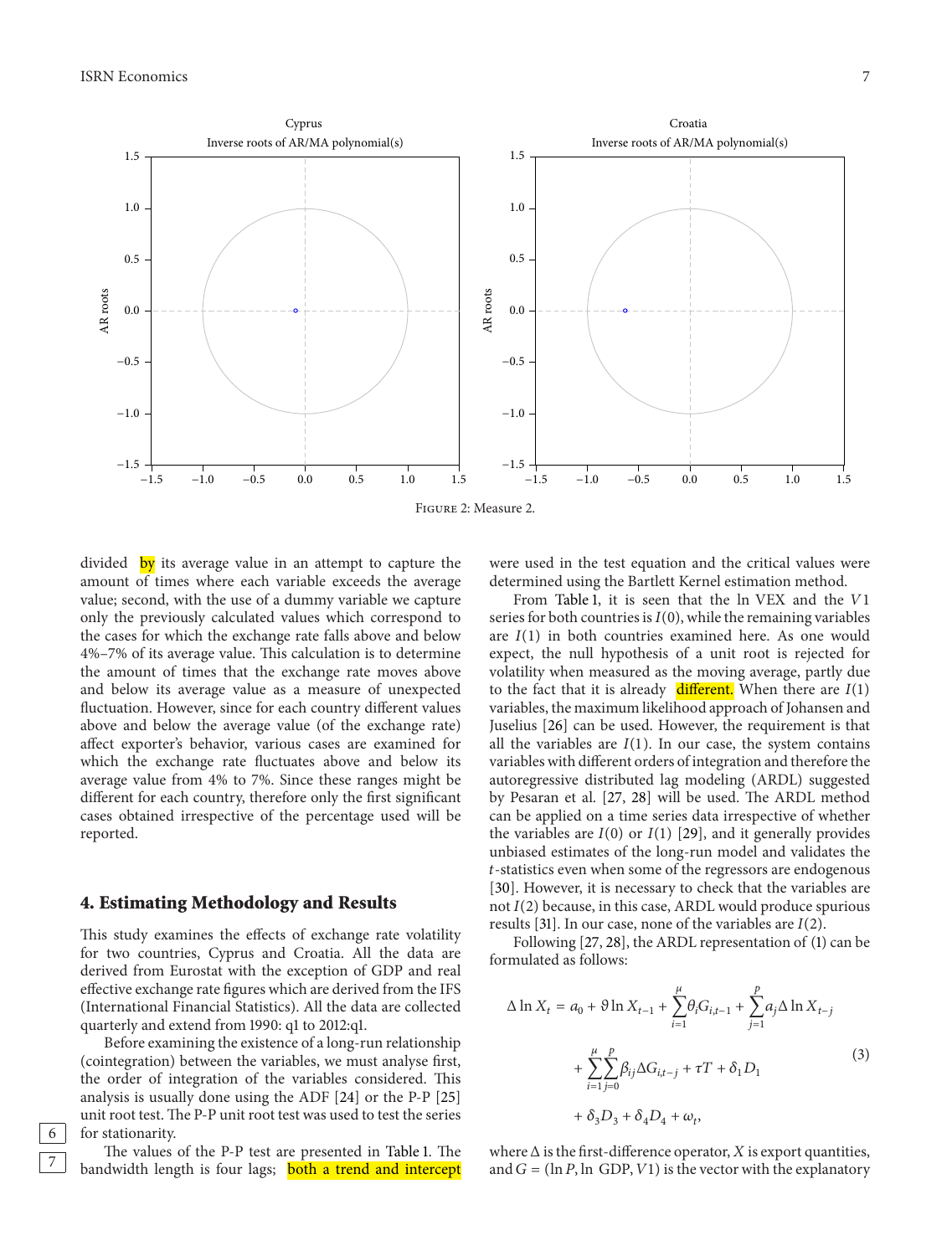Figure 2: Measure 2.

divided by its average value in an attempt to capture the amount of times where each variable exceeds the average value; second, with the use of a dummy variable we capture only the previously calculated values which correspond to the cases for which the exchange rate falls above and below 4%–7% of its average value. This calculation is to determine the amount of times that the exchange rate moves above and below its average value as a measure of unexpected fluctuation. However, since for each country different values above and below the average value (of the exchange rate) affect exporter's behavior, various cases are examined for which the exchange rate fluctuates above and below its average value from 4% to 7%. Since these ranges might be different for each country, therefore only the first significant cases obtained irrespective of the percentage used will be reported.

## 4. Estimating Methodology and Results

This study examines the effects of exchange rate volatility for two countries, Cyprus and Croatia. All the data are derived from Eurostat with the exception of GDP and real effective exchange rate figures which are derived from the IFS (International Financial Statistics). All the data are collected quarterly and extend from 1990: q1 to 2012:q1.

Before examining the existence of a long-run relationship (cointegration) between the variables, we must analyse first, the order of integration of the variables considered. This analysis is usually done using the ADF [24] or the P-P [25] unit root test. The P-P unit root test was used to test the series for stationarity.

The values of the P-P test are presented in Table 1. The bandwidth length is four lags; both a trend and intercept were used in the test equation and the critical values were determined using the Bartlett Kernel estimation method.

From Table 1, it is seen that the ln VEX and the $V1$ series for both countries is $I(0)$, while the remaining variables are $I(1)$ in both countries examined here. As one would expect, the null hypothesis of a unit root is rejected for volatility when measured as the moving average, partly due to the fact that it is already different. When there are $I(1)$ variables, the maximum likelihood approach of Johansen and Juselius [26] can be used. However, the requirement is that all the variables are $I(1)$. In our case, the system contains variables with different orders of integration and therefore the autoregressive distributed lag modeling (ARDL) suggested by Pesaran et al. [27, 28] will be used. The ARDL method can be applied on a time series data irrespective of whether the variables are $I(0)$ or $I(1)$ [29], and it generally provides unbiased estimates of the long-run model and validates the $t$-statistics even when some of the regressors are endogenous [30]. However, it is necessary to check that the variables are not $I(2)$ because, in this case, ARDL would produce spurious results [31]. In our case, none of the variables are $I(2)$.

Following [27, 28], the ARDL representation of (1) can be formulated as follows:

$$\Delta \ln X_t = a_0 + \vartheta \ln X_{t-1} + \sum_{i=1}^{\mu} \theta_i G_{i,t-1} + \sum_{j=1}^{p} a_j \Delta \ln X_{t-j} + \sum_{i=1}^{\mu}\sum_{j=0}^{p} \beta_{ij} \Delta G_{i,t-j} + \tau T + \delta_1 D_1 + \delta_3 D_3 + \delta_4 D_4 + \omega_t, \tag{3}$$

where $\Delta$ is the first-difference operator, $X$ is export quantities, and $G = (\ln P, \ln \text{ GDP}, V1)$ is the vector with the explanatory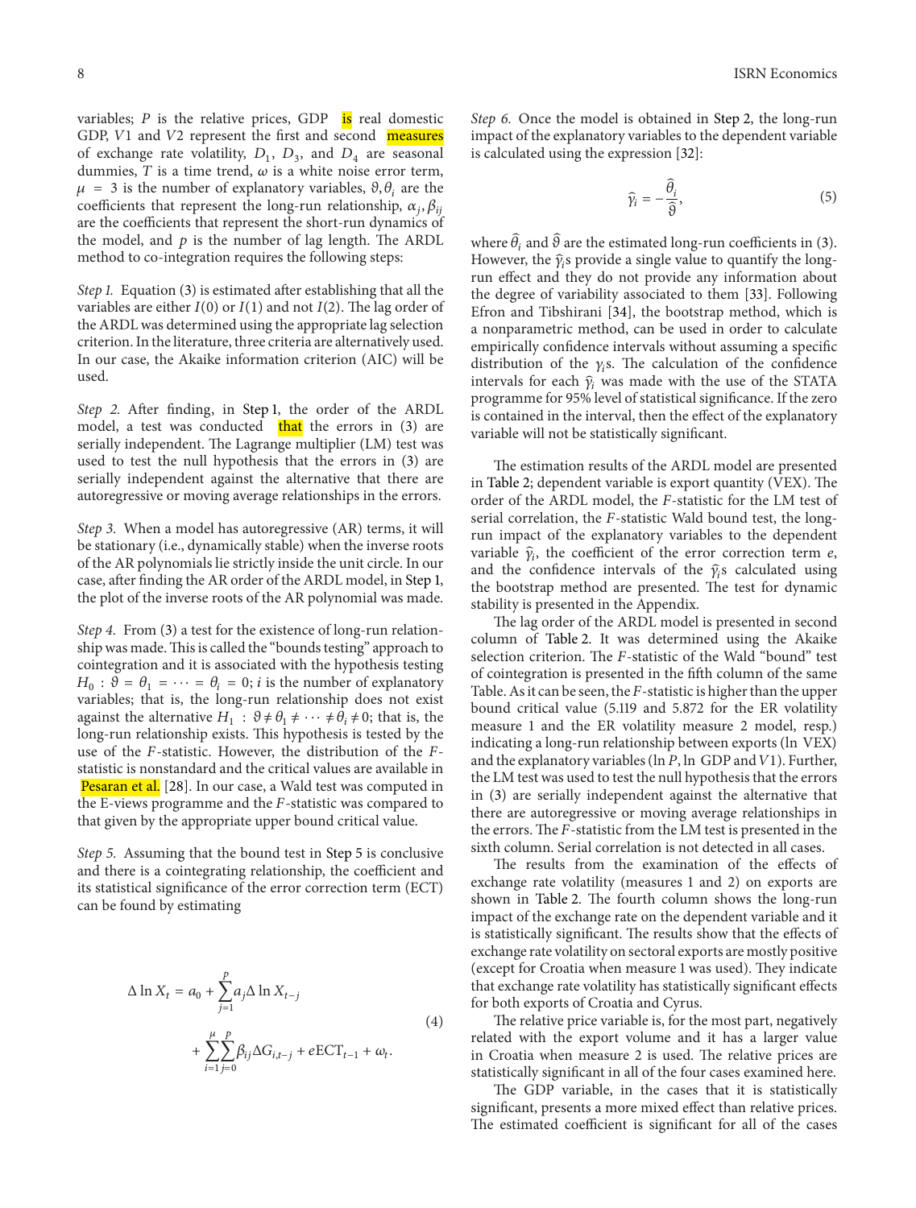variables; $P$ is the relative prices, GDP is real domestic GDP, $V1$ and $V2$ represent the first and second measures of exchange rate volatility, $D_1$, $D_3$, and $D_4$ are seasonal dummies, $T$ is a time trend, $\omega$ is a white noise error term, $\mu = 3$ is the number of explanatory variables, $\vartheta, \theta_i$ are the coefficients that represent the long-run relationship, $\alpha_j, \beta_{ij}$ are the coefficients that represent the short-run dynamics of the model, and $p$ is the number of lag length. The ARDL method to co-integration requires the following steps:

*Step 1.* Equation (3) is estimated after establishing that all the variables are either $I(0)$ or $I(1)$ and not $I(2)$. The lag order of the ARDL was determined using the appropriate lag selection criterion. In the literature, three criteria are alternatively used. In our case, the Akaike information criterion (AIC) will be used.

*Step 2.* After finding, in Step 1, the order of the ARDL model, a test was conducted that the errors in (3) are serially independent. The Lagrange multiplier (LM) test was used to test the null hypothesis that the errors in (3) are serially independent against the alternative that there are autoregressive or moving average relationships in the errors.

*Step 3.* When a model has autoregressive (AR) terms, it will be stationary (i.e., dynamically stable) when the inverse roots of the AR polynomials lie strictly inside the unit circle. In our case, after finding the AR order of the ARDL model, in Step 1, the plot of the inverse roots of the AR polynomial was made.

*Step 4.* From (3) a test for the existence of long-run relationship was made. This is called the "bounds testing" approach to cointegration and it is associated with the hypothesis testing $H_0 : \vartheta = \theta_1 = \cdots = \theta_i = 0$; $i$ is the number of explanatory variables; that is, the long-run relationship does not exist against the alternative $H_1 : \vartheta \neq \theta_1 \neq \cdots \neq \theta_i \neq 0$; that is, the long-run relationship exists. This hypothesis is tested by the use of the $F$-statistic. However, the distribution of the $F$-statistic is nonstandard and the critical values are available in Pesaran et al. [28]. In our case, a Wald test was computed in the E-views programme and the $F$-statistic was compared to that given by the appropriate upper bound critical value.

*Step 5.* Assuming that the bound test in Step 5 is conclusive and there is a cointegrating relationship, the coefficient and its statistical significance of the error correction term (ECT) can be found by estimating

$$\Delta \ln X_t = a_0 + \sum_{j=1}^{p} a_j \Delta \ln X_{t-j} + \sum_{i=1}^{\mu} \sum_{j=0}^{p} \beta_{ij} \Delta G_{i,t-j} + e\mathrm{ECT}_{t-1} + \omega_t. \tag{4}$$

*Step 6.* Once the model is obtained in Step 2, the long-run impact of the explanatory variables to the dependent variable is calculated using the expression [32]:

$$\widehat{\gamma}_i = -\frac{\widehat{\theta}_i}{\widehat{\vartheta}}, \tag{5}$$

where $\widehat{\theta}_i$ and $\widehat{\vartheta}$ are the estimated long-run coefficients in (3). However, the $\widehat{\gamma}_i$s provide a single value to quantify the long-run effect and they do not provide any information about the degree of variability associated to them [33]. Following Efron and Tibshirani [34], the bootstrap method, which is a nonparametric method, can be used in order to calculate empirically confidence intervals without assuming a specific distribution of the $\gamma_i$s. The calculation of the confidence intervals for each $\widehat{\gamma}_i$ was made with the use of the STATA programme for 95% level of statistical significance. If the zero is contained in the interval, then the effect of the explanatory variable will not be statistically significant.

The estimation results of the ARDL model are presented in Table 2; dependent variable is export quantity (VEX). The order of the ARDL model, the $F$-statistic for the LM test of serial correlation, the $F$-statistic Wald bound test, the long-run impact of the explanatory variables to the dependent variable $\widehat{\gamma}_i$, the coefficient of the error correction term $e$, and the confidence intervals of the $\widehat{\gamma}_i$s calculated using the bootstrap method are presented. The test for dynamic stability is presented in the Appendix.

The lag order of the ARDL model is presented in second column of Table 2. It was determined using the Akaike selection criterion. The $F$-statistic of the Wald "bound" test of cointegration is presented in the fifth column of the same Table. As it can be seen, the $F$-statistic is higher than the upper bound critical value (5.119 and 5.872 for the ER volatility measure 1 and the ER volatility measure 2 model, resp.) indicating a long-run relationship between exports (ln VEX) and the explanatory variables (ln $P$, ln GDP and $V1$). Further, the LM test was used to test the null hypothesis that the errors in (3) are serially independent against the alternative that there are autoregressive or moving average relationships in the errors. The $F$-statistic from the LM test is presented in the sixth column. Serial correlation is not detected in all cases.

The results from the examination of the effects of exchange rate volatility (measures 1 and 2) on exports are shown in Table 2. The fourth column shows the long-run impact of the exchange rate on the dependent variable and it is statistically significant. The results show that the effects of exchange rate volatility on sectoral exports are mostly positive (except for Croatia when measure 1 was used). They indicate that exchange rate volatility has statistically significant effects for both exports of Croatia and Cyrus.

The relative price variable is, for the most part, negatively related with the export volume and it has a larger value in Croatia when measure 2 is used. The relative prices are statistically significant in all of the four cases examined here.

The GDP variable, in the cases that it is statistically significant, presents a more mixed effect than relative prices. The estimated coefficient is significant for all of the cases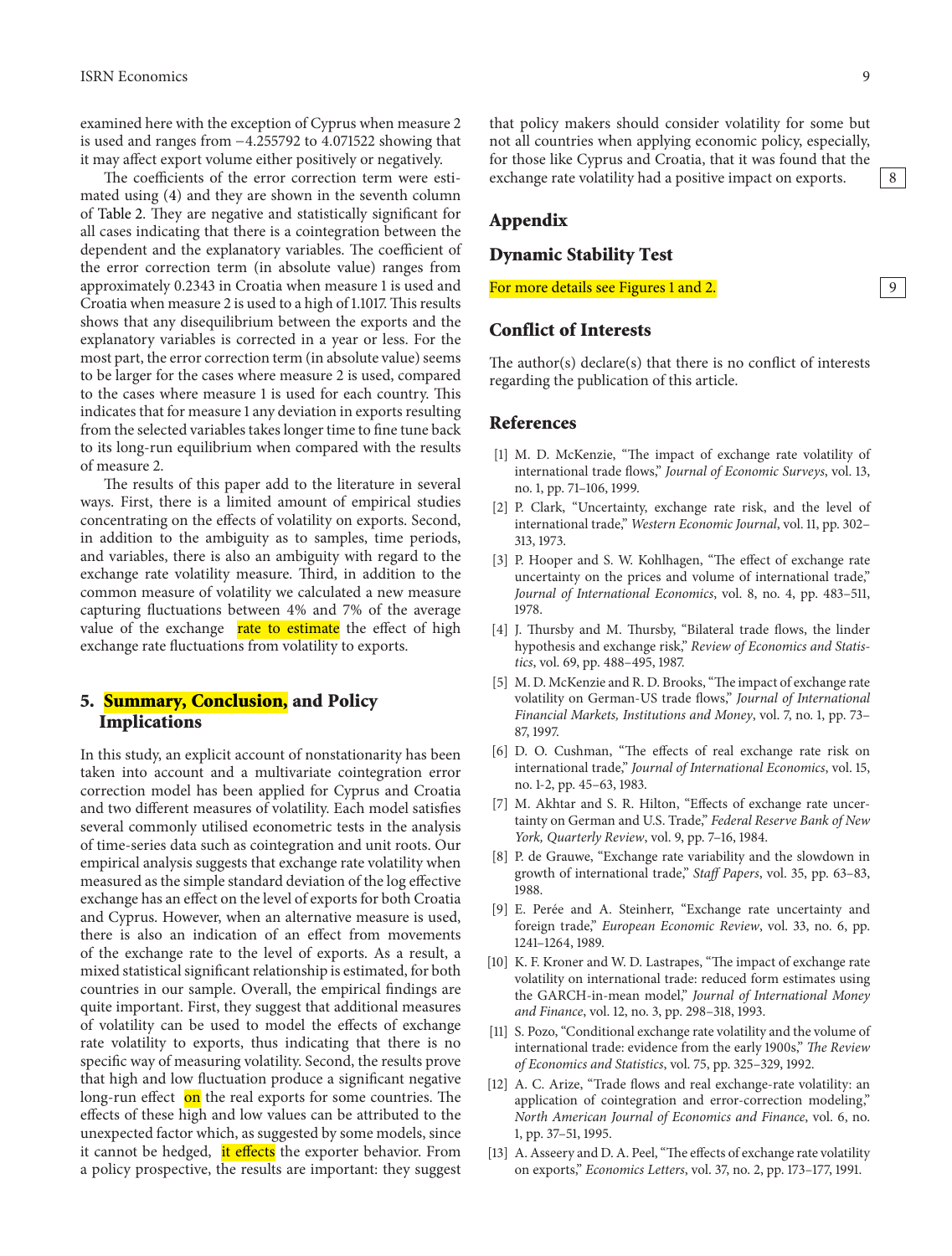examined here with the exception of Cyprus when measure 2 is used and ranges from −4.255792 to 4.071522 showing that it may affect export volume either positively or negatively.

The coefficients of the error correction term were estimated using (4) and they are shown in the seventh column of Table 2. They are negative and statistically significant for all cases indicating that there is a cointegration between the dependent and the explanatory variables. The coefficient of the error correction term (in absolute value) ranges from approximately 0.2343 in Croatia when measure 1 is used and Croatia when measure 2 is used to a high of 1.1017. This results shows that any disequilibrium between the exports and the explanatory variables is corrected in a year or less. For the most part, the error correction term (in absolute value) seems to be larger for the cases where measure 2 is used, compared to the cases where measure 1 is used for each country. This indicates that for measure 1 any deviation in exports resulting from the selected variables takes longer time to fine tune back to its long-run equilibrium when compared with the results of measure 2.

The results of this paper add to the literature in several ways. First, there is a limited amount of empirical studies concentrating on the effects of volatility on exports. Second, in addition to the ambiguity as to samples, time periods, and variables, there is also an ambiguity with regard to the exchange rate volatility measure. Third, in addition to the common measure of volatility we calculated a new measure capturing fluctuations between 4% and 7% of the average value of the exchange rate to estimate the effect of high exchange rate fluctuations from volatility to exports.

## 5. Summary, Conclusion, and Policy Implications

In this study, an explicit account of nonstationarity has been taken into account and a multivariate cointegration error correction model has been applied for Cyprus and Croatia and two different measures of volatility. Each model satisfies several commonly utilised econometric tests in the analysis of time-series data such as cointegration and unit roots. Our empirical analysis suggests that exchange rate volatility when measured as the simple standard deviation of the log effective exchange has an effect on the level of exports for both Croatia and Cyprus. However, when an alternative measure is used, there is also an indication of an effect from movements of the exchange rate to the level of exports. As a result, a mixed statistical significant relationship is estimated, for both countries in our sample. Overall, the empirical findings are quite important. First, they suggest that additional measures of volatility can be used to model the effects of exchange rate volatility to exports, thus indicating that there is no specific way of measuring volatility. Second, the results prove that high and low fluctuation produce a significant negative long-run effect on the real exports for some countries. The effects of these high and low values can be attributed to the unexpected factor which, as suggested by some models, since it cannot be hedged, it effects the exporter behavior. From a policy prospective, the results are important: they suggest that policy makers should consider volatility for some but not all countries when applying economic policy, especially, for those like Cyprus and Croatia, that it was found that the exchange rate volatility had a positive impact on exports.

## Appendix

### Dynamic Stability Test

For more details see Figures 1 and 2.

## Conflict of Interests

The author(s) declare(s) that there is no conflict of interests regarding the publication of this article.

## References

[1] M. D. McKenzie, "The impact of exchange rate volatility of international trade flows," *Journal of Economic Surveys*, vol. 13, no. 1, pp. 71–106, 1999.

[2] P. Clark, "Uncertainty, exchange rate risk, and the level of international trade," *Western Economic Journal*, vol. 11, pp. 302–313, 1973.

[3] P. Hooper and S. W. Kohlhagen, "The effect of exchange rate uncertainty on the prices and volume of international trade," *Journal of International Economics*, vol. 8, no. 4, pp. 483–511, 1978.

[4] J. Thursby and M. Thursby, "Bilateral trade flows, the linder hypothesis and exchange risk," *Review of Economics and Statistics*, vol. 69, pp. 488–495, 1987.

[5] M. D. McKenzie and R. D. Brooks, "The impact of exchange rate volatility on German-US trade flows," *Journal of International Financial Markets, Institutions and Money*, vol. 7, no. 1, pp. 73–87, 1997.

[6] D. O. Cushman, "The effects of real exchange rate risk on international trade," *Journal of International Economics*, vol. 15, no. 1-2, pp. 45–63, 1983.

[7] M. Akhtar and S. R. Hilton, "Effects of exchange rate uncertainty on German and U.S. Trade," *Federal Reserve Bank of New York, Quarterly Review*, vol. 9, pp. 7–16, 1984.

[8] P. de Grauwe, "Exchange rate variability and the slowdown in growth of international trade," *Staff Papers*, vol. 35, pp. 63–83, 1988.

[9] E. Perée and A. Steinherr, "Exchange rate uncertainty and foreign trade," *European Economic Review*, vol. 33, no. 6, pp. 1241–1264, 1989.

[10] K. F. Kroner and W. D. Lastrapes, "The impact of exchange rate volatility on international trade: reduced form estimates using the GARCH-in-mean model," *Journal of International Money and Finance*, vol. 12, no. 3, pp. 298–318, 1993.

[11] S. Pozo, "Conditional exchange rate volatility and the volume of international trade: evidence from the early 1900s," *The Review of Economics and Statistics*, vol. 75, pp. 325–329, 1992.

[12] A. C. Arize, "Trade flows and real exchange-rate volatility: an application of cointegration and error-correction modeling," *North American Journal of Economics and Finance*, vol. 6, no. 1, pp. 37–51, 1995.

[13] A. Asseery and D. A. Peel, "The effects of exchange rate volatility on exports," *Economics Letters*, vol. 37, no. 2, pp. 173–177, 1991.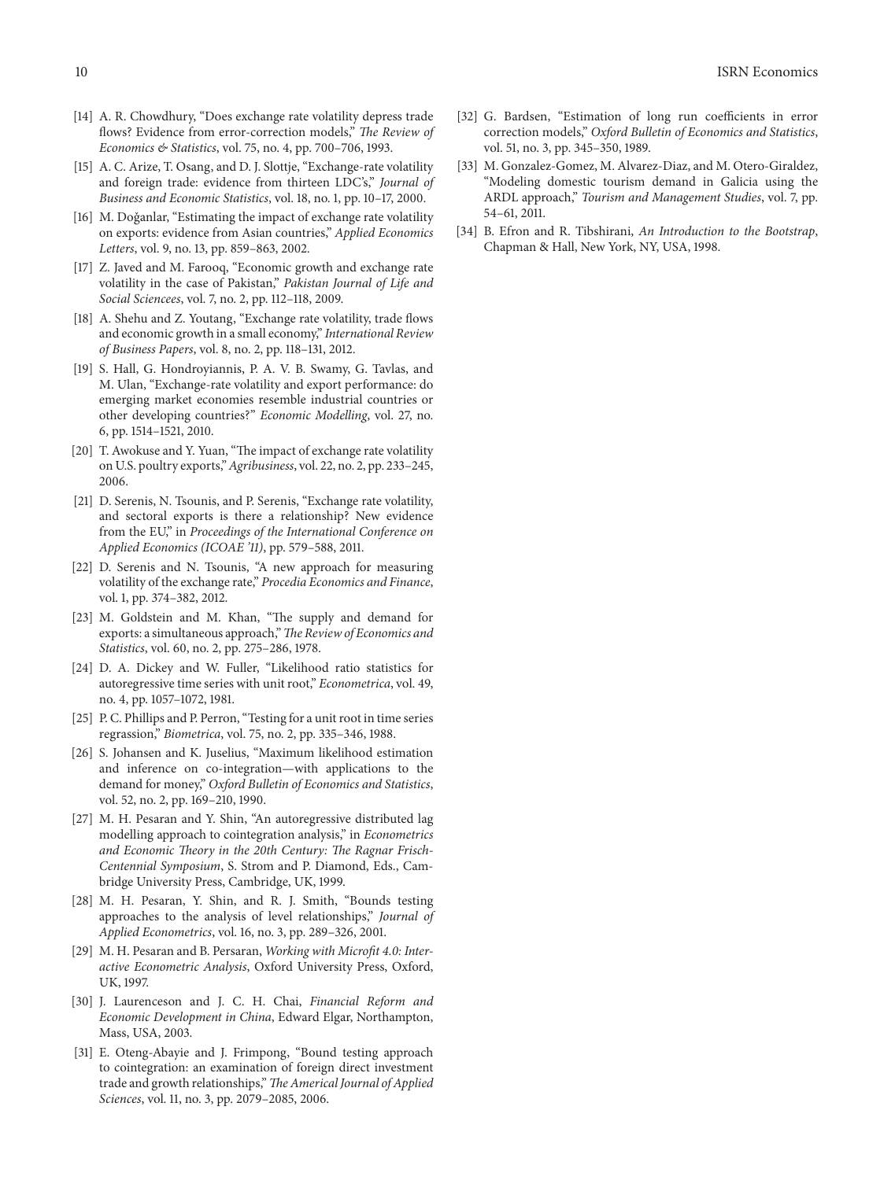[14] A. R. Chowdhury, "Does exchange rate volatility depress trade flows? Evidence from error-correction models," *The Review of Economics & Statistics*, vol. 75, no. 4, pp. 700–706, 1993.

[15] A. C. Arize, T. Osang, and D. J. Slottje, "Exchange-rate volatility and foreign trade: evidence from thirteen LDC's," *Journal of Business and Economic Statistics*, vol. 18, no. 1, pp. 10–17, 2000.

[16] M. Doğanlar, "Estimating the impact of exchange rate volatility on exports: evidence from Asian countries," *Applied Economics Letters*, vol. 9, no. 13, pp. 859–863, 2002.

[17] Z. Javed and M. Farooq, "Economic growth and exchange rate volatility in the case of Pakistan," *Pakistan Journal of Life and Social Sciencees*, vol. 7, no. 2, pp. 112–118, 2009.

[18] A. Shehu and Z. Youtang, "Exchange rate volatility, trade flows and economic growth in a small economy," *International Review of Business Papers*, vol. 8, no. 2, pp. 118–131, 2012.

[19] S. Hall, G. Hondroyiannis, P. A. V. B. Swamy, G. Tavlas, and M. Ulan, "Exchange-rate volatility and export performance: do emerging market economies resemble industrial countries or other developing countries?" *Economic Modelling*, vol. 27, no. 6, pp. 1514–1521, 2010.

[20] T. Awokuse and Y. Yuan, "The impact of exchange rate volatility on U.S. poultry exports," *Agribusiness*, vol. 22, no. 2, pp. 233–245, 2006.

[21] D. Serenis, N. Tsounis, and P. Serenis, "Exchange rate volatility, and sectoral exports is there a relationship? New evidence from the EU," in *Proceedings of the International Conference on Applied Economics (ICOAE '11)*, pp. 579–588, 2011.

[22] D. Serenis and N. Tsounis, "A new approach for measuring volatility of the exchange rate," *Procedia Economics and Finance*, vol. 1, pp. 374–382, 2012.

[23] M. Goldstein and M. Khan, "The supply and demand for exports: a simultaneous approach," *The Review of Economics and Statistics*, vol. 60, no. 2, pp. 275–286, 1978.

[24] D. A. Dickey and W. Fuller, "Likelihood ratio statistics for autoregressive time series with unit root," *Econometrica*, vol. 49, no. 4, pp. 1057–1072, 1981.

[25] P. C. Phillips and P. Perron, "Testing for a unit root in time series regrassion," *Biometrica*, vol. 75, no. 2, pp. 335–346, 1988.

[26] S. Johansen and K. Juselius, "Maximum likelihood estimation and inference on co-integration—with applications to the demand for money," *Oxford Bulletin of Economics and Statistics*, vol. 52, no. 2, pp. 169–210, 1990.

[27] M. H. Pesaran and Y. Shin, "An autoregressive distributed lag modelling approach to cointegration analysis," in *Econometrics and Economic Theory in the 20th Century: The Ragnar Frisch-Centennial Symposium*, S. Strom and P. Diamond, Eds., Cambridge University Press, Cambridge, UK, 1999.

[28] M. H. Pesaran, Y. Shin, and R. J. Smith, "Bounds testing approaches to the analysis of level relationships," *Journal of Applied Econometrics*, vol. 16, no. 3, pp. 289–326, 2001.

[29] M. H. Pesaran and B. Persaran, *Working with Microfit 4.0: Interactive Econometric Analysis*, Oxford University Press, Oxford, UK, 1997.

[30] J. Laurenceson and J. C. H. Chai, *Financial Reform and Economic Development in China*, Edward Elgar, Northampton, Mass, USA, 2003.

[31] E. Oteng-Abayie and J. Frimpong, "Bound testing approach to cointegration: an examination of foreign direct investment trade and growth relationships," *The Americal Journal of Applied Sciences*, vol. 11, no. 3, pp. 2079–2085, 2006.

[32] G. Bardsen, "Estimation of long run coefficients in error correction models," *Oxford Bulletin of Economics and Statistics*, vol. 51, no. 3, pp. 345–350, 1989.

[33] M. Gonzalez-Gomez, M. Alvarez-Diaz, and M. Otero-Giraldez, "Modeling domestic tourism demand in Galicia using the ARDL approach," *Tourism and Management Studies*, vol. 7, pp. 54–61, 2011.

[34] B. Efron and R. Tibshirani, *An Introduction to the Bootstrap*, Chapman & Hall, New York, NY, USA, 1998.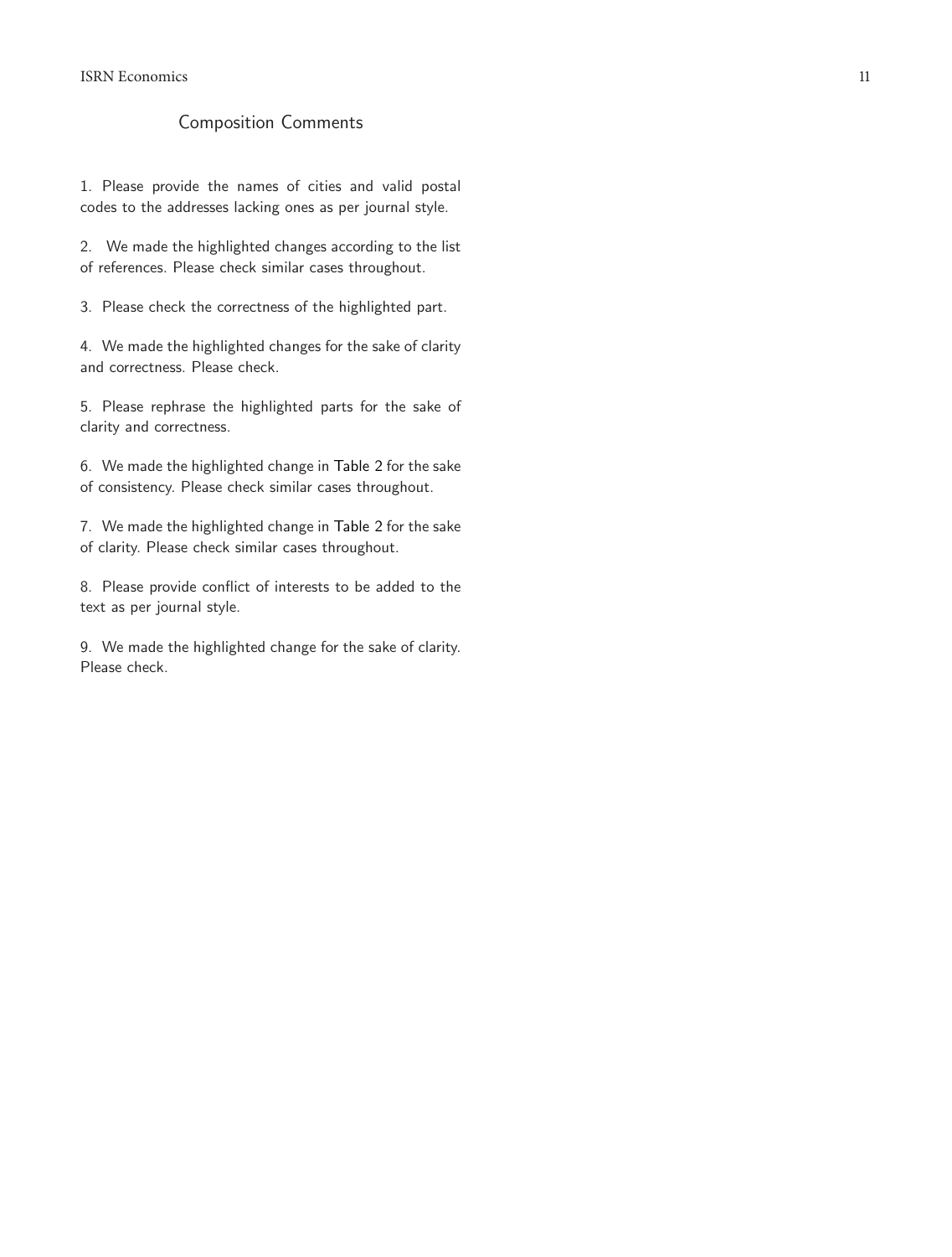# Composition Comments

1. Please provide the names of cities and valid postal codes to the addresses lacking ones as per journal style.

2. We made the highlighted changes according to the list of references. Please check similar cases throughout.

3. Please check the correctness of the highlighted part.

4. We made the highlighted changes for the sake of clarity and correctness. Please check.

5. Please rephrase the highlighted parts for the sake of clarity and correctness.

6. We made the highlighted change in Table 2 for the sake of consistency. Please check similar cases throughout.

7. We made the highlighted change in Table 2 for the sake of clarity. Please check similar cases throughout.

8. Please provide conflict of interests to be added to the text as per journal style.

9. We made the highlighted change for the sake of clarity. Please check.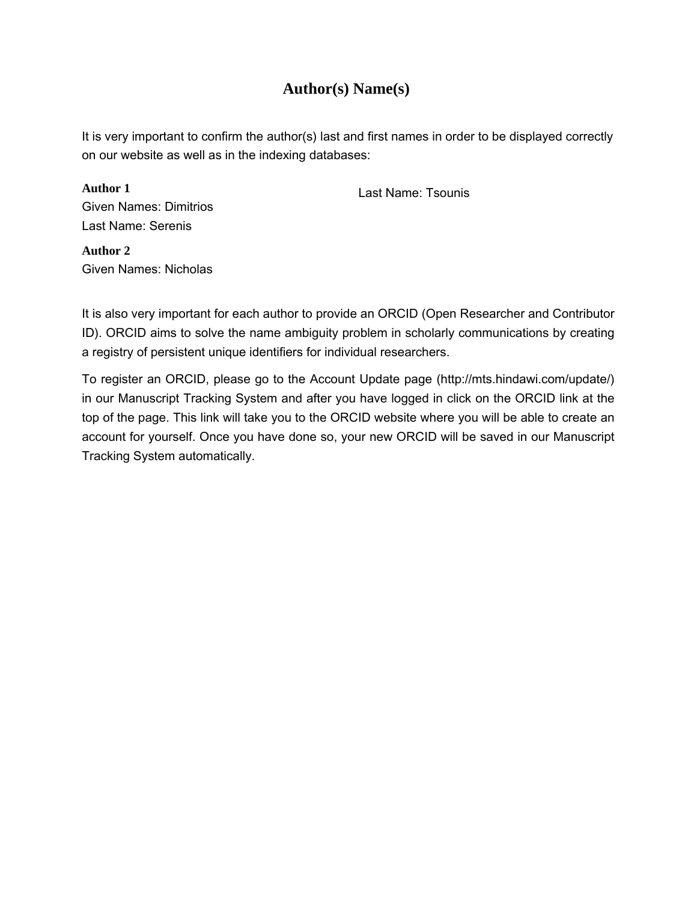# Author(s) Name(s)

It is very important to confirm the author(s) last and first names in order to be displayed correctly on our website as well as in the indexing databases:

**Author 1**
Given Names: Dimitrios
Last Name: Serenis

**Author 2**
Given Names: Nicholas
Last Name: Tsounis

It is also very important for each author to provide an ORCID (Open Researcher and Contributor ID). ORCID aims to solve the name ambiguity problem in scholarly communications by creating a registry of persistent unique identifiers for individual researchers.

To register an ORCID, please go to the Account Update page (http://mts.hindawi.com/update/) in our Manuscript Tracking System and after you have logged in click on the ORCID link at the top of the page. This link will take you to the ORCID website where you will be able to create an account for yourself. Once you have done so, your new ORCID will be saved in our Manuscript Tracking System automatically.